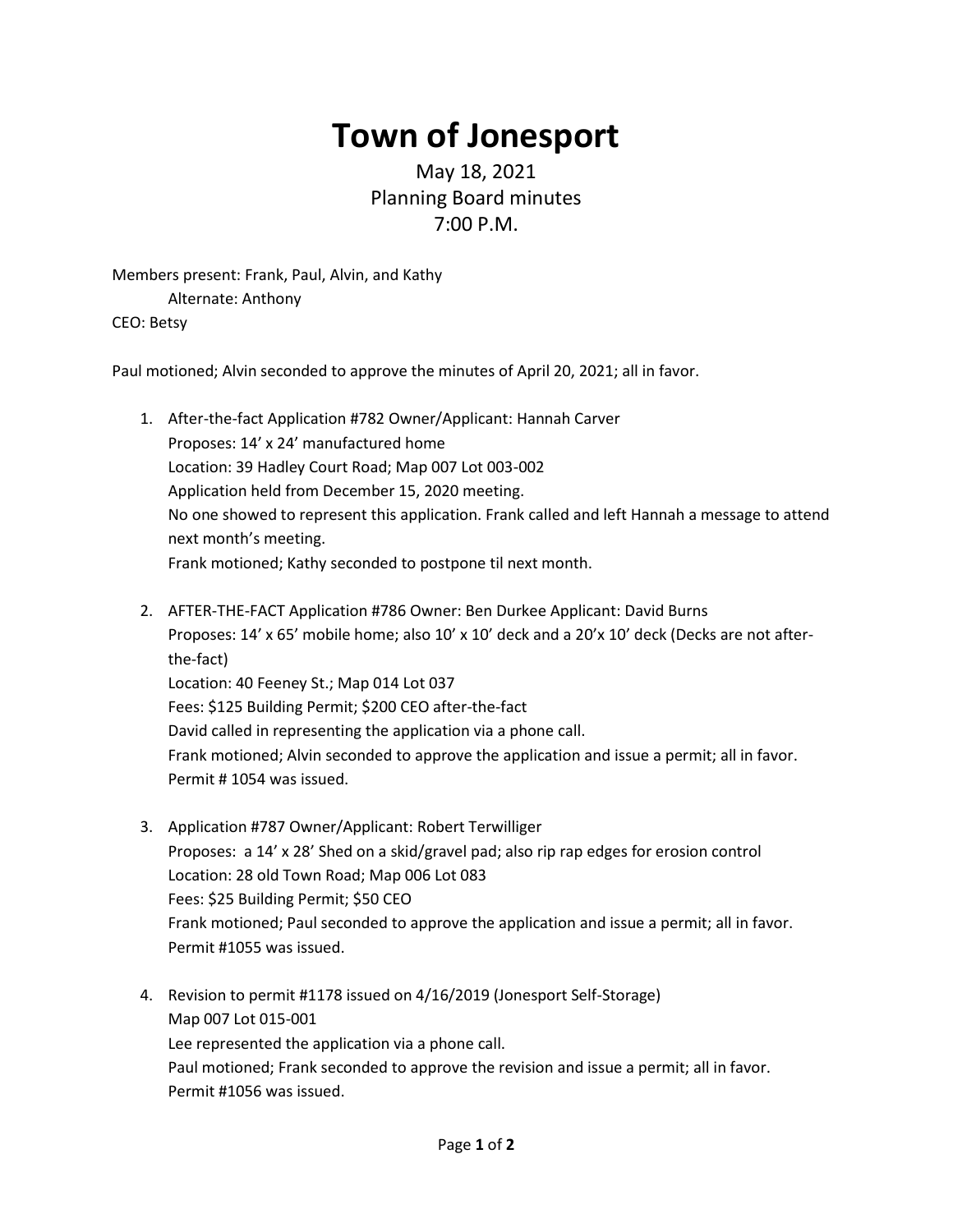# Town of Jonesport

May 18, 2021
Planning Board minutes
7:00 P.M.

Members present: Frank, Paul, Alvin, and Kathy
Alternate: Anthony
CEO: Betsy

Paul motioned; Alvin seconded to approve the minutes of April 20, 2021; all in favor.

1. After-the-fact Application #782 Owner/Applicant: Hannah Carver
   Proposes: 14' x 24' manufactured home
   Location: 39 Hadley Court Road; Map 007 Lot 003-002
   Application held from December 15, 2020 meeting.
   No one showed to represent this application. Frank called and left Hannah a message to attend next month's meeting.
   Frank motioned; Kathy seconded to postpone til next month.

2. AFTER-THE-FACT Application #786 Owner: Ben Durkee Applicant: David Burns
   Proposes: 14' x 65' mobile home; also 10' x 10' deck and a 20'x 10' deck (Decks are not after-the-fact)
   Location: 40 Feeney St.; Map 014 Lot 037
   Fees: $125 Building Permit; $200 CEO after-the-fact
   David called in representing the application via a phone call.
   Frank motioned; Alvin seconded to approve the application and issue a permit; all in favor.
   Permit # 1054 was issued.

3. Application #787 Owner/Applicant: Robert Terwilliger
   Proposes: a 14' x 28' Shed on a skid/gravel pad; also rip rap edges for erosion control
   Location: 28 old Town Road; Map 006 Lot 083
   Fees: $25 Building Permit; $50 CEO
   Frank motioned; Paul seconded to approve the application and issue a permit; all in favor.
   Permit #1055 was issued.

4. Revision to permit #1178 issued on 4/16/2019 (Jonesport Self-Storage)
   Map 007 Lot 015-001
   Lee represented the application via a phone call.
   Paul motioned; Frank seconded to approve the revision and issue a permit; all in favor.
   Permit #1056 was issued.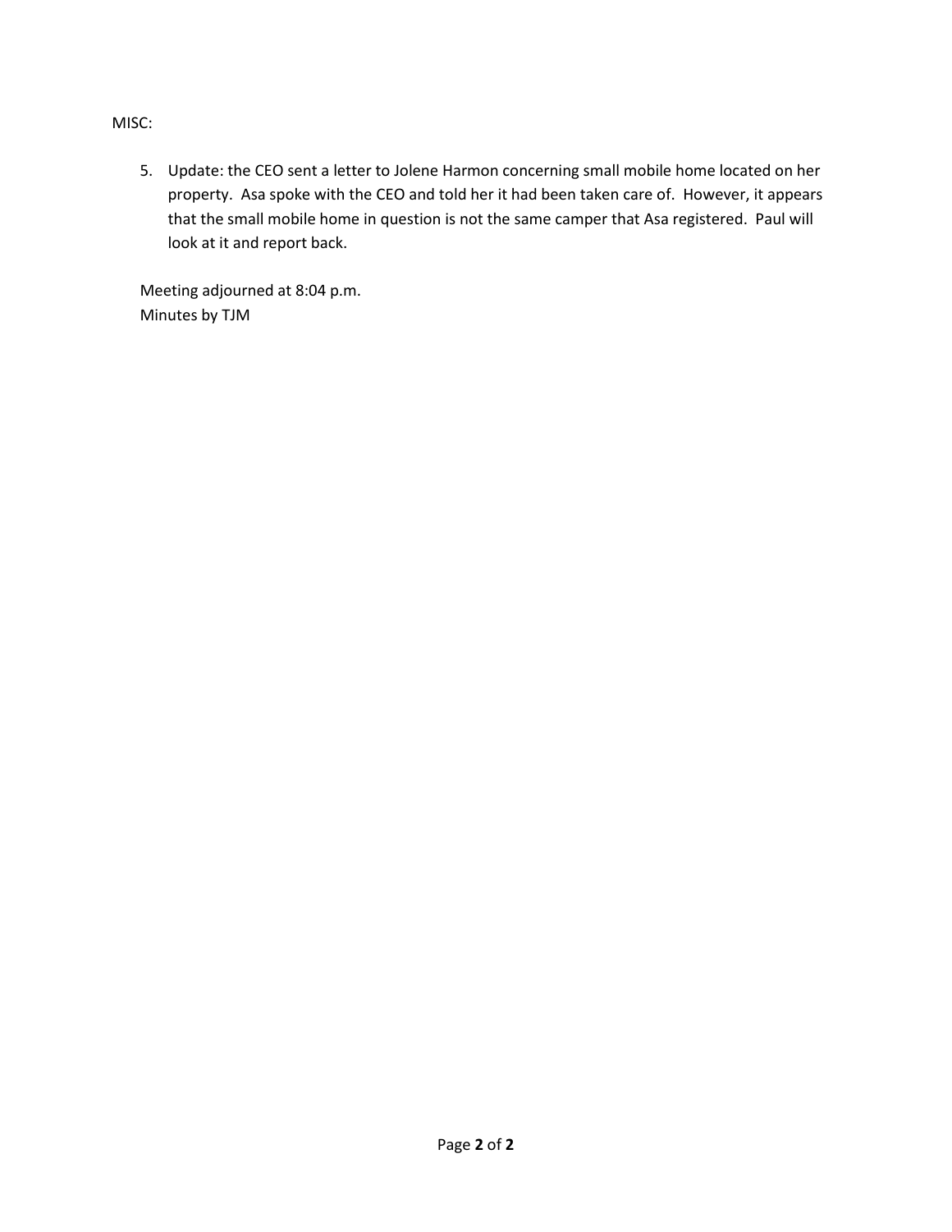MISC:

5. Update: the CEO sent a letter to Jolene Harmon concerning small mobile home located on her property. Asa spoke with the CEO and told her it had been taken care of. However, it appears that the small mobile home in question is not the same camper that Asa registered. Paul will look at it and report back.

Meeting adjourned at 8:04 p.m.
Minutes by TJM